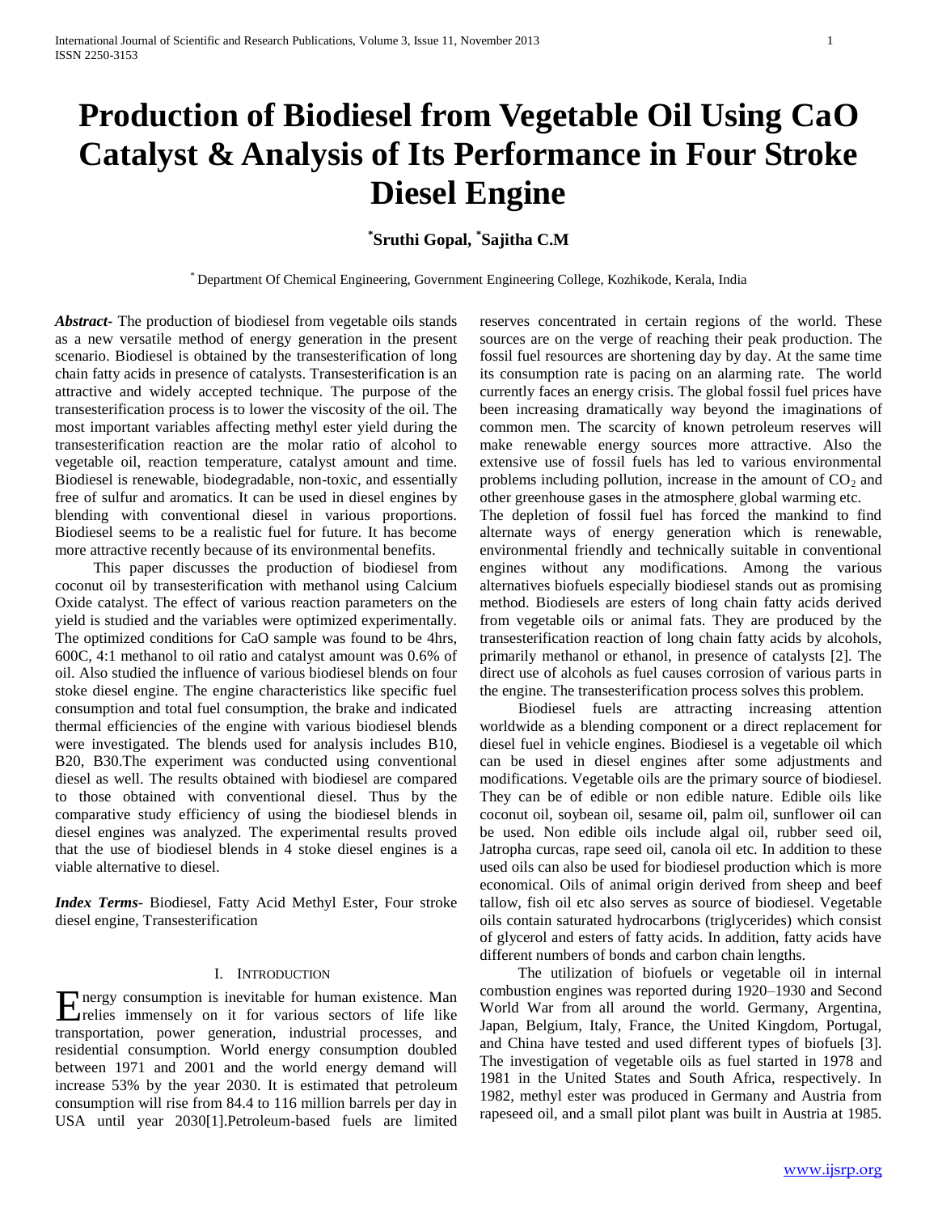// Production of Biodiesel from Vegetable Oil Using CaO Catalyst & Analysis of Its Performance in Four Stroke Diesel Engine

**Sruthi Gopal, Sajitha C.M** [*]

[*] Department Of Chemical Engineering, Government Engineering College, Kozhikode, Kerala, India

***Abstract*-** The production of biodiesel from vegetable oils stands as a new versatile method of energy generation in the present scenario. Biodiesel is obtained by the transesterification of long chain fatty acids in presence of catalysts. Transesterification is an attractive and widely accepted technique. The purpose of the transesterification process is to lower the viscosity of the oil. The most important variables affecting methyl ester yield during the transesterification reaction are the molar ratio of alcohol to vegetable oil, reaction temperature, catalyst amount and time. Biodiesel is renewable, biodegradable, non-toxic, and essentially free of sulfur and aromatics. It can be used in diesel engines by blending with conventional diesel in various proportions. Biodiesel seems to be a realistic fuel for future. It has become more attractive recently because of its environmental benefits.

This paper discusses the production of biodiesel from coconut oil by transesterification with methanol using Calcium Oxide catalyst. The effect of various reaction parameters on the yield is studied and the variables were optimized experimentally. The optimized conditions for CaO sample was found to be 4hrs, 600C, 4:1 methanol to oil ratio and catalyst amount was 0.6% of oil. Also studied the influence of various biodiesel blends on four stoke diesel engine. The engine characteristics like specific fuel consumption and total fuel consumption, the brake and indicated thermal efficiencies of the engine with various biodiesel blends were investigated. The blends used for analysis includes B10, B20, B30.The experiment was conducted using conventional diesel as well. The results obtained with biodiesel are compared to those obtained with conventional diesel. Thus by the comparative study efficiency of using the biodiesel blends in diesel engines was analyzed. The experimental results proved that the use of biodiesel blends in 4 stoke diesel engines is a viable alternative to diesel.

***Index Terms*-** Biodiesel, Fatty Acid Methyl Ester, Four stroke diesel engine, Transesterification

## I. Introduction

Energy consumption is inevitable for human existence. Man relies immensely on it for various sectors of life like transportation, power generation, industrial processes, and residential consumption. World energy consumption doubled between 1971 and 2001 and the world energy demand will increase 53% by the year 2030. It is estimated that petroleum consumption will rise from 84.4 to 116 million barrels per day in USA until year 2030[1].Petroleum-based fuels are limited reserves concentrated in certain regions of the world. These sources are on the verge of reaching their peak production. The fossil fuel resources are shortening day by day. At the same time its consumption rate is pacing on an alarming rate. The world currently faces an energy crisis. The global fossil fuel prices have been increasing dramatically way beyond the imaginations of common men. The scarcity of known petroleum reserves will make renewable energy sources more attractive. Also the extensive use of fossil fuels has led to various environmental problems including pollution, increase in the amount of $CO_2$ and other greenhouse gases in the atmosphere, global warming etc.

The depletion of fossil fuel has forced the mankind to find alternate ways of energy generation which is renewable, environmental friendly and technically suitable in conventional engines without any modifications. Among the various alternatives biofuels especially biodiesel stands out as promising method. Biodiesels are esters of long chain fatty acids derived from vegetable oils or animal fats. They are produced by the transesterification reaction of long chain fatty acids by alcohols, primarily methanol or ethanol, in presence of catalysts [2]. The direct use of alcohols as fuel causes corrosion of various parts in the engine. The transesterification process solves this problem.

Biodiesel fuels are attracting increasing attention worldwide as a blending component or a direct replacement for diesel fuel in vehicle engines. Biodiesel is a vegetable oil which can be used in diesel engines after some adjustments and modifications. Vegetable oils are the primary source of biodiesel. They can be of edible or non edible nature. Edible oils like coconut oil, soybean oil, sesame oil, palm oil, sunflower oil can be used. Non edible oils include algal oil, rubber seed oil, Jatropha curcas, rape seed oil, canola oil etc. In addition to these used oils can also be used for biodiesel production which is more economical. Oils of animal origin derived from sheep and beef tallow, fish oil etc also serves as source of biodiesel. Vegetable oils contain saturated hydrocarbons (triglycerides) which consist of glycerol and esters of fatty acids. In addition, fatty acids have different numbers of bonds and carbon chain lengths.

The utilization of biofuels or vegetable oil in internal combustion engines was reported during 1920–1930 and Second World War from all around the world. Germany, Argentina, Japan, Belgium, Italy, France, the United Kingdom, Portugal, and China have tested and used different types of biofuels [3]. The investigation of vegetable oils as fuel started in 1978 and 1981 in the United States and South Africa, respectively. In 1982, methyl ester was produced in Germany and Austria from rapeseed oil, and a small pilot plant was built in Austria at 1985.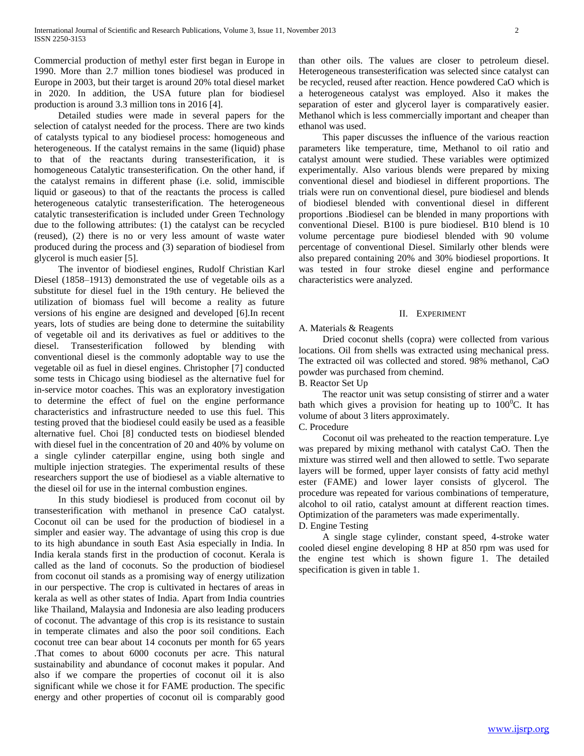Commercial production of methyl ester first began in Europe in 1990. More than 2.7 million tones biodiesel was produced in Europe in 2003, but their target is around 20% total diesel market in 2020. In addition, the USA future plan for biodiesel production is around 3.3 million tons in 2016 [4].

Detailed studies were made in several papers for the selection of catalyst needed for the process. There are two kinds of catalysts typical to any biodiesel process: homogeneous and heterogeneous. If the catalyst remains in the same (liquid) phase to that of the reactants during transesterification, it is homogeneous Catalytic transesterification. On the other hand, if the catalyst remains in different phase (i.e. solid, immiscible liquid or gaseous) to that of the reactants the process is called heterogeneous catalytic transesterification. The heterogeneous catalytic transesterification is included under Green Technology due to the following attributes: (1) the catalyst can be recycled (reused), (2) there is no or very less amount of waste water produced during the process and (3) separation of biodiesel from glycerol is much easier [5].

The inventor of biodiesel engines, Rudolf Christian Karl Diesel (1858–1913) demonstrated the use of vegetable oils as a substitute for diesel fuel in the 19th century. He believed the utilization of biomass fuel will become a reality as future versions of his engine are designed and developed [6].In recent years, lots of studies are being done to determine the suitability of vegetable oil and its derivatives as fuel or additives to the diesel. Transesterification followed by blending with conventional diesel is the commonly adoptable way to use the vegetable oil as fuel in diesel engines. Christopher [7] conducted some tests in Chicago using biodiesel as the alternative fuel for in-service motor coaches. This was an exploratory investigation to determine the effect of fuel on the engine performance characteristics and infrastructure needed to use this fuel. This testing proved that the biodiesel could easily be used as a feasible alternative fuel. Choi [8] conducted tests on biodiesel blended with diesel fuel in the concentration of 20 and 40% by volume on a single cylinder caterpillar engine, using both single and multiple injection strategies. The experimental results of these researchers support the use of biodiesel as a viable alternative to the diesel oil for use in the internal combustion engines.

In this study biodiesel is produced from coconut oil by transesterification with methanol in presence CaO catalyst. Coconut oil can be used for the production of biodiesel in a simpler and easier way. The advantage of using this crop is due to its high abundance in south East Asia especially in India. In India kerala stands first in the production of coconut. Kerala is called as the land of coconuts. So the production of biodiesel from coconut oil stands as a promising way of energy utilization in our perspective. The crop is cultivated in hectares of areas in kerala as well as other states of India. Apart from India countries like Thailand, Malaysia and Indonesia are also leading producers of coconut. The advantage of this crop is its resistance to sustain in temperate climates and also the poor soil conditions. Each coconut tree can bear about 14 coconuts per month for 65 years .That comes to about 6000 coconuts per acre. This natural sustainability and abundance of coconut makes it popular. And also if we compare the properties of coconut oil it is also significant while we chose it for FAME production. The specific energy and other properties of coconut oil is comparably good than other oils. The values are closer to petroleum diesel. Heterogeneous transesterification was selected since catalyst can be recycled, reused after reaction. Hence powdered CaO which is a heterogeneous catalyst was employed. Also it makes the separation of ester and glycerol layer is comparatively easier. Methanol which is less commercially important and cheaper than ethanol was used.

This paper discusses the influence of the various reaction parameters like temperature, time, Methanol to oil ratio and catalyst amount were studied. These variables were optimized experimentally. Also various blends were prepared by mixing conventional diesel and biodiesel in different proportions. The trials were run on conventional diesel, pure biodiesel and blends of biodiesel blended with conventional diesel in different proportions .Biodiesel can be blended in many proportions with conventional Diesel. B100 is pure biodiesel. B10 blend is 10 volume percentage pure biodiesel blended with 90 volume percentage of conventional Diesel. Similarly other blends were also prepared containing 20% and 30% biodiesel proportions. It was tested in four stroke diesel engine and performance characteristics were analyzed.

## II. Experiment

### A. Materials & Reagents

Dried coconut shells (copra) were collected from various locations. Oil from shells was extracted using mechanical press. The extracted oil was collected and stored. 98% methanol, CaO powder was purchased from chemind.

### B. Reactor Set Up

The reactor unit was setup consisting of stirrer and a water bath which gives a provision for heating up to $100^0$C. It has volume of about 3 liters approximately.

### C. Procedure

Coconut oil was preheated to the reaction temperature. Lye was prepared by mixing methanol with catalyst CaO. Then the mixture was stirred well and then allowed to settle. Two separate layers will be formed, upper layer consists of fatty acid methyl ester (FAME) and lower layer consists of glycerol. The procedure was repeated for various combinations of temperature, alcohol to oil ratio, catalyst amount at different reaction times. Optimization of the parameters was made experimentally.

### D. Engine Testing

A single stage cylinder, constant speed, 4-stroke water cooled diesel engine developing 8 HP at 850 rpm was used for the engine test which is shown figure 1. The detailed specification is given in table 1.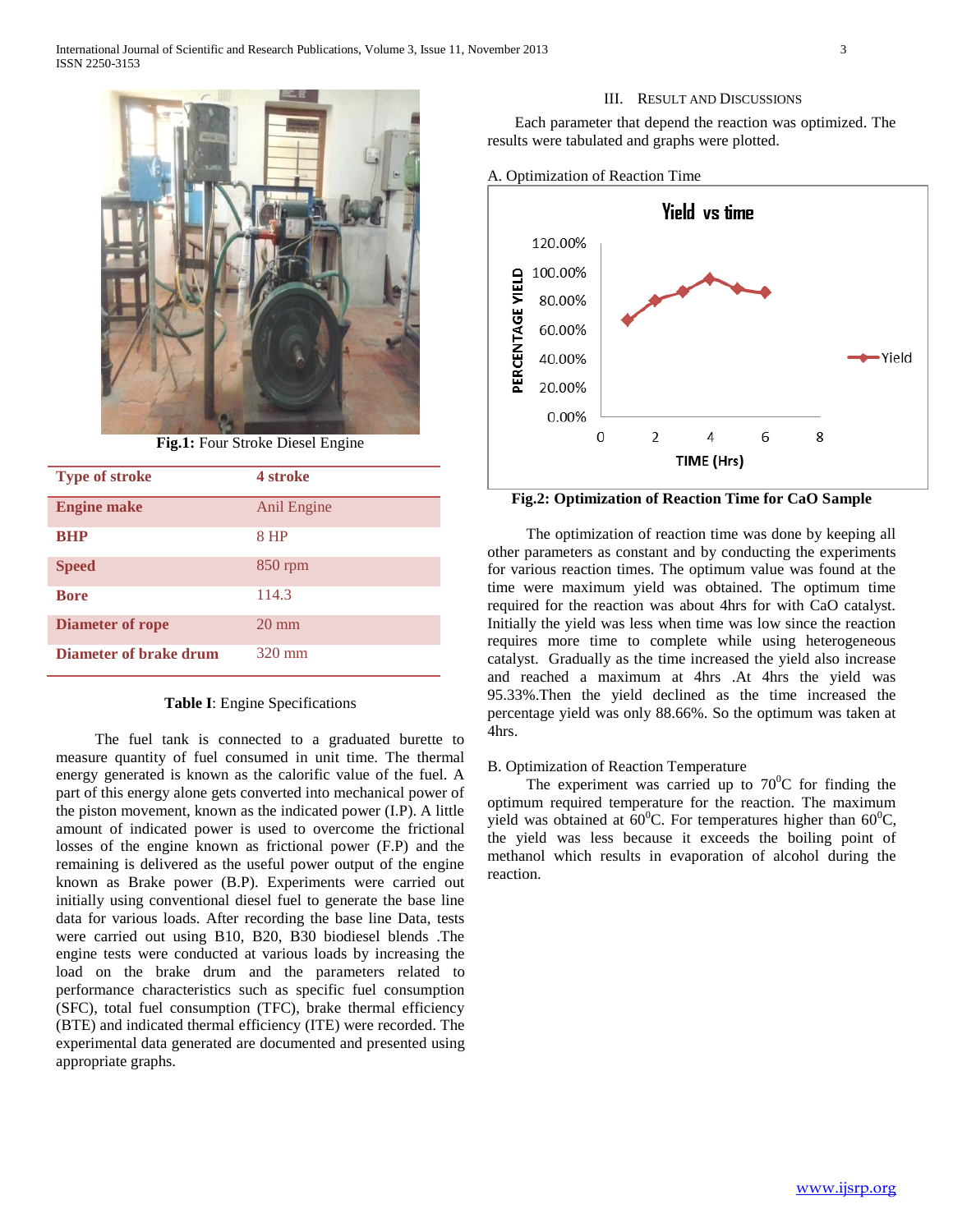Fig.1: Four Stroke Diesel Engine

| Type of stroke | 4 stroke |
|---|---|
| Engine make | Anil Engine |
| BHP | 8 HP |
| Speed | 850 rpm |
| Bore | 114.3 |
| Diameter of rope | 20 mm |
| Diameter of brake drum | 320 mm |

**Table I**: Engine Specifications

The fuel tank is connected to a graduated burette to measure quantity of fuel consumed in unit time. The thermal energy generated is known as the calorific value of the fuel. A part of this energy alone gets converted into mechanical power of the piston movement, known as the indicated power (I.P). A little amount of indicated power is used to overcome the frictional losses of the engine known as frictional power (F.P) and the remaining is delivered as the useful power output of the engine known as Brake power (B.P). Experiments were carried out initially using conventional diesel fuel to generate the base line data for various loads. After recording the base line Data, tests were carried out using B10, B20, B30 biodiesel blends .The engine tests were conducted at various loads by increasing the load on the brake drum and the parameters related to performance characteristics such as specific fuel consumption (SFC), total fuel consumption (TFC), brake thermal efficiency (BTE) and indicated thermal efficiency (ITE) were recorded. The experimental data generated are documented and presented using appropriate graphs.

## III. Result and Discussions

Each parameter that depend the reaction was optimized. The results were tabulated and graphs were plotted.

### A. Optimization of Reaction Time

**Fig.2: Optimization of Reaction Time for CaO Sample**

The optimization of reaction time was done by keeping all other parameters as constant and by conducting the experiments for various reaction times. The optimum value was found at the time were maximum yield was obtained. The optimum time required for the reaction was about 4hrs for with CaO catalyst. Initially the yield was less when time was low since the reaction requires more time to complete while using heterogeneous catalyst. Gradually as the time increased the yield also increase and reached a maximum at 4hrs .At 4hrs the yield was 95.33%.Then the yield declined as the time increased the percentage yield was only 88.66%. So the optimum was taken at 4hrs.

### B. Optimization of Reaction Temperature

The experiment was carried up to $70^0$C for finding the optimum required temperature for the reaction. The maximum yield was obtained at $60^0$C. For temperatures higher than $60^0$C, the yield was less because it exceeds the boiling point of methanol which results in evaporation of alcohol during the reaction.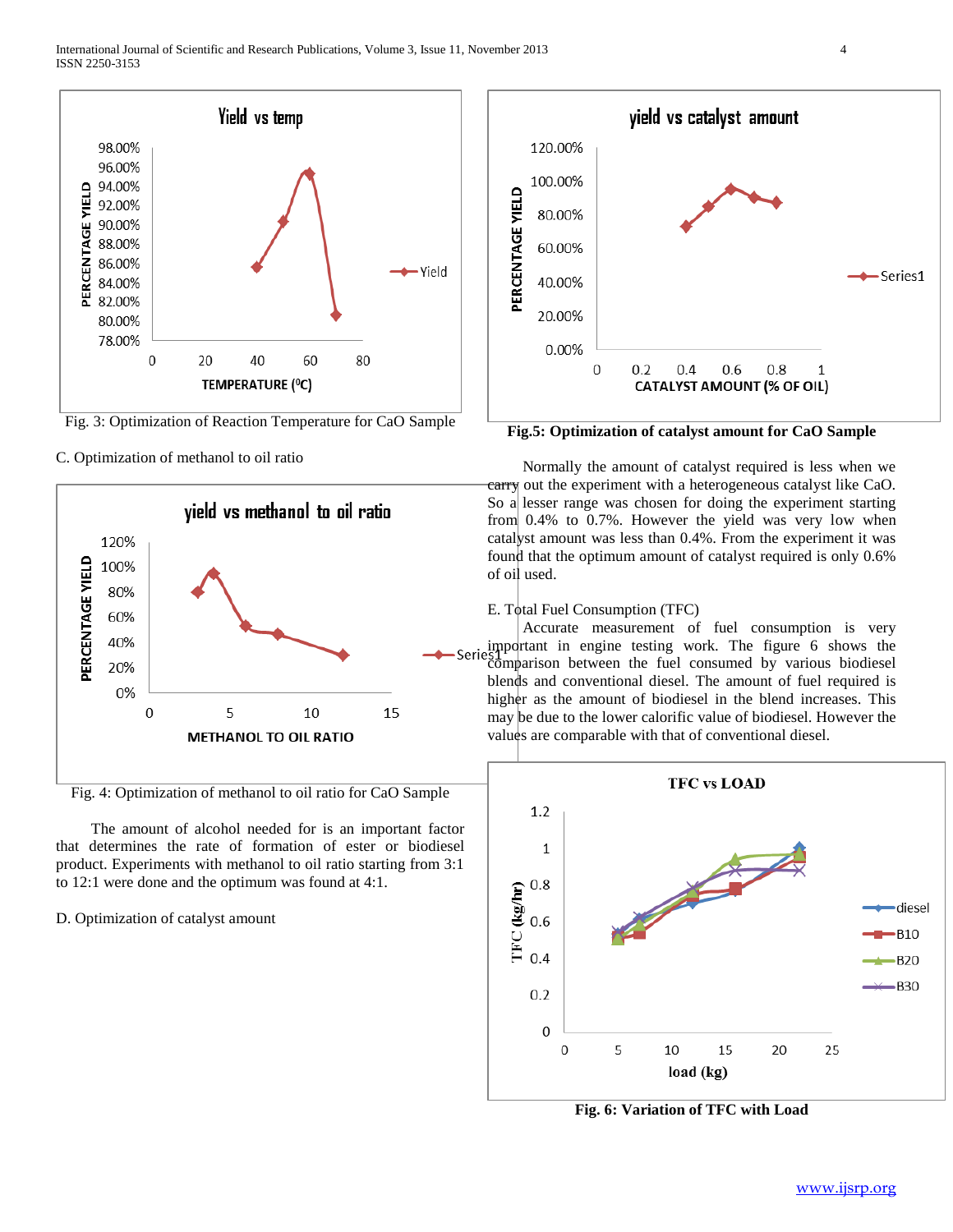Fig. 3: Optimization of Reaction Temperature for CaO Sample

C. Optimization of methanol to oil ratio

Fig. 4: Optimization of methanol to oil ratio for CaO Sample

The amount of alcohol needed for is an important factor that determines the rate of formation of ester or biodiesel product. Experiments with methanol to oil ratio starting from 3:1 to 12:1 were done and the optimum was found at 4:1.

D. Optimization of catalyst amount

**Fig.5: Optimization of catalyst amount for CaO Sample**

Normally the amount of catalyst required is less when we carry out the experiment with a heterogeneous catalyst like CaO. So a lesser range was chosen for doing the experiment starting from 0.4% to 0.7%. However the yield was very low when catalyst amount was less than 0.4%. From the experiment it was found that the optimum amount of catalyst required is only 0.6% of oil used.

E. Total Fuel Consumption (TFC)

Accurate measurement of fuel consumption is very important in engine testing work. The figure 6 shows the comparison between the fuel consumed by various biodiesel blends and conventional diesel. The amount of fuel required is higher as the amount of biodiesel in the blend increases. This may be due to the lower calorific value of biodiesel. However the values are comparable with that of conventional diesel.

**Fig. 6: Variation of TFC with Load**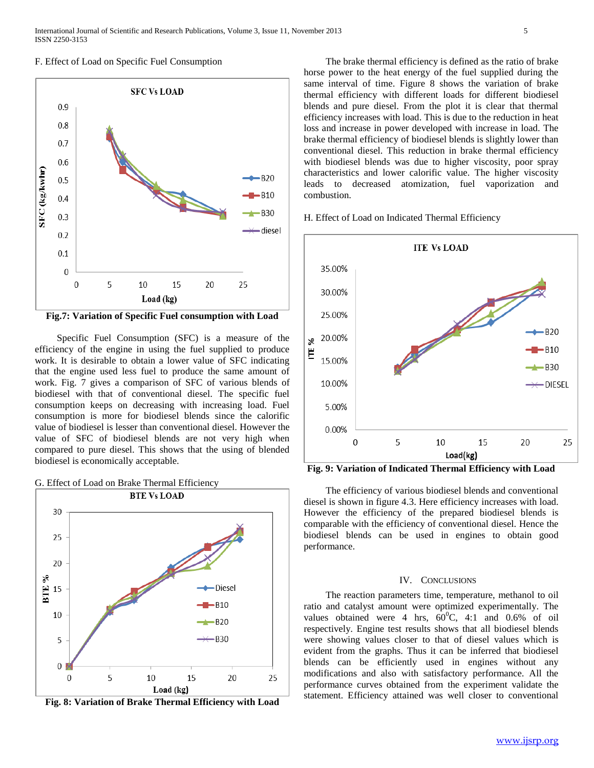F. Effect of Load on Specific Fuel Consumption

Fig.7: Variation of Specific Fuel consumption with Load

Specific Fuel Consumption (SFC) is a measure of the efficiency of the engine in using the fuel supplied to produce work. It is desirable to obtain a lower value of SFC indicating that the engine used less fuel to produce the same amount of work. Fig. 7 gives a comparison of SFC of various blends of biodiesel with that of conventional diesel. The specific fuel consumption keeps on decreasing with increasing load. Fuel consumption is more for biodiesel blends since the calorific value of biodiesel is lesser than conventional diesel. However the value of SFC of biodiesel blends are not very high when compared to pure diesel. This shows that the using of blended biodiesel is economically acceptable.

G. Effect of Load on Brake Thermal Efficiency

Fig. 8: Variation of Brake Thermal Efficiency with Load

The brake thermal efficiency is defined as the ratio of brake horse power to the heat energy of the fuel supplied during the same interval of time. Figure 8 shows the variation of brake thermal efficiency with different loads for different biodiesel blends and pure diesel. From the plot it is clear that thermal efficiency increases with load. This is due to the reduction in heat loss and increase in power developed with increase in load. The brake thermal efficiency of biodiesel blends is slightly lower than conventional diesel. This reduction in brake thermal efficiency with biodiesel blends was due to higher viscosity, poor spray characteristics and lower calorific value. The higher viscosity leads to decreased atomization, fuel vaporization and combustion.

H. Effect of Load on Indicated Thermal Efficiency

Fig. 9: Variation of Indicated Thermal Efficiency with Load

The efficiency of various biodiesel blends and conventional diesel is shown in figure 4.3. Here efficiency increases with load. However the efficiency of the prepared biodiesel blends is comparable with the efficiency of conventional diesel. Hence the biodiesel blends can be used in engines to obtain good performance.

## IV. Conclusions

The reaction parameters time, temperature, methanol to oil ratio and catalyst amount were optimized experimentally. The values obtained were 4 hrs, $60^0$C, 4:1 and 0.6% of oil respectively. Engine test results shows that all biodiesel blends were showing values closer to that of diesel values which is evident from the graphs. Thus it can be inferred that biodiesel blends can be efficiently used in engines without any modifications and also with satisfactory performance. All the performance curves obtained from the experiment validate the statement. Efficiency attained was well closer to conventional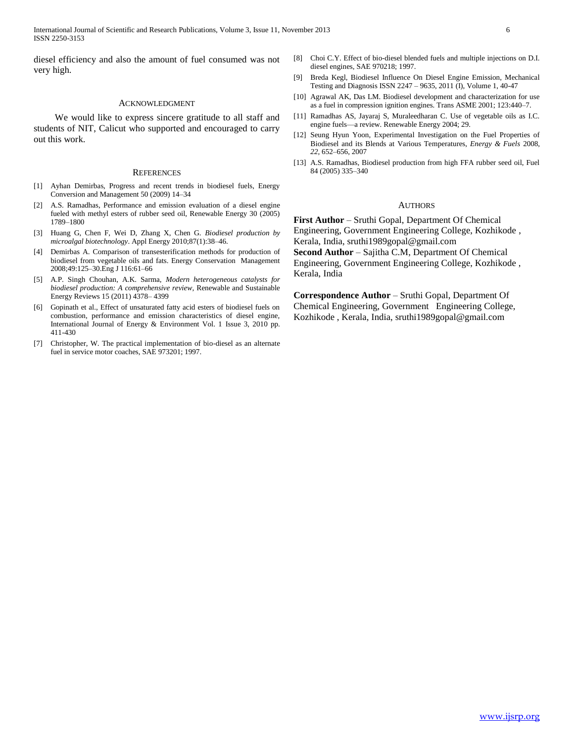diesel efficiency and also the amount of fuel consumed was not very high.

## ACKNOWLEDGMENT

We would like to express sincere gratitude to all staff and students of NIT, Calicut who supported and encouraged to carry out this work.

## REFERENCES

[1] Ayhan Demirbas, Progress and recent trends in biodiesel fuels, Energy Conversion and Management 50 (2009) 14–34

[2] A.S. Ramadhas, Performance and emission evaluation of a diesel engine fueled with methyl esters of rubber seed oil, Renewable Energy 30 (2005) 1789–1800

[3] Huang G, Chen F, Wei D, Zhang X, Chen G. *Biodiesel production by microalgal biotechnology*. Appl Energy 2010;87(1):38–46.

[4] Demirbas A. Comparison of transesterification methods for production of biodiesel from vegetable oils and fats. Energy Conservation Management 2008;49:125–30.Eng J 116:61–66

[5] A.P. Singh Chouhan, A.K. Sarma, *Modern heterogeneous catalysts for biodiesel production: A comprehensive review*, Renewable and Sustainable Energy Reviews 15 (2011) 4378– 4399

[6] Gopinath et al., Effect of unsaturated fatty acid esters of biodiesel fuels on combustion, performance and emission characteristics of diesel engine, International Journal of Energy & Environment Vol. 1 Issue 3, 2010 pp. 411-430

[7] Christopher, W. The practical implementation of bio-diesel as an alternate fuel in service motor coaches, SAE 973201; 1997.

[8] Choi C.Y. Effect of bio-diesel blended fuels and multiple injections on D.I. diesel engines, SAE 970218; 1997.

[9] Breda Kegl, Biodiesel Influence On Diesel Engine Emission, Mechanical Testing and Diagnosis ISSN 2247 – 9635, 2011 (I), Volume 1, 40-47

[10] Agrawal AK, Das LM. Biodiesel development and characterization for use as a fuel in compression ignition engines. Trans ASME 2001; 123:440–7.

[11] Ramadhas AS, Jayaraj S, Muraleedharan C. Use of vegetable oils as I.C. engine fuels—a review. Renewable Energy 2004; 29.

[12] Seung Hyun Yoon, Experimental Investigation on the Fuel Properties of Biodiesel and its Blends at Various Temperatures, *Energy & Fuels* 2008, *22*, 652–656, 2007

[13] A.S. Ramadhas, Biodiesel production from high FFA rubber seed oil, Fuel 84 (2005) 335–340

## AUTHORS

**First Author** – Sruthi Gopal, Department Of Chemical Engineering, Government Engineering College, Kozhikode , Kerala, India, sruthi1989gopal@gmail.com

**Second Author** – Sajitha C.M, Department Of Chemical Engineering, Government Engineering College, Kozhikode , Kerala, India

**Correspondence Author** – Sruthi Gopal, Department Of Chemical Engineering, Government Engineering College, Kozhikode , Kerala, India, sruthi1989gopal@gmail.com